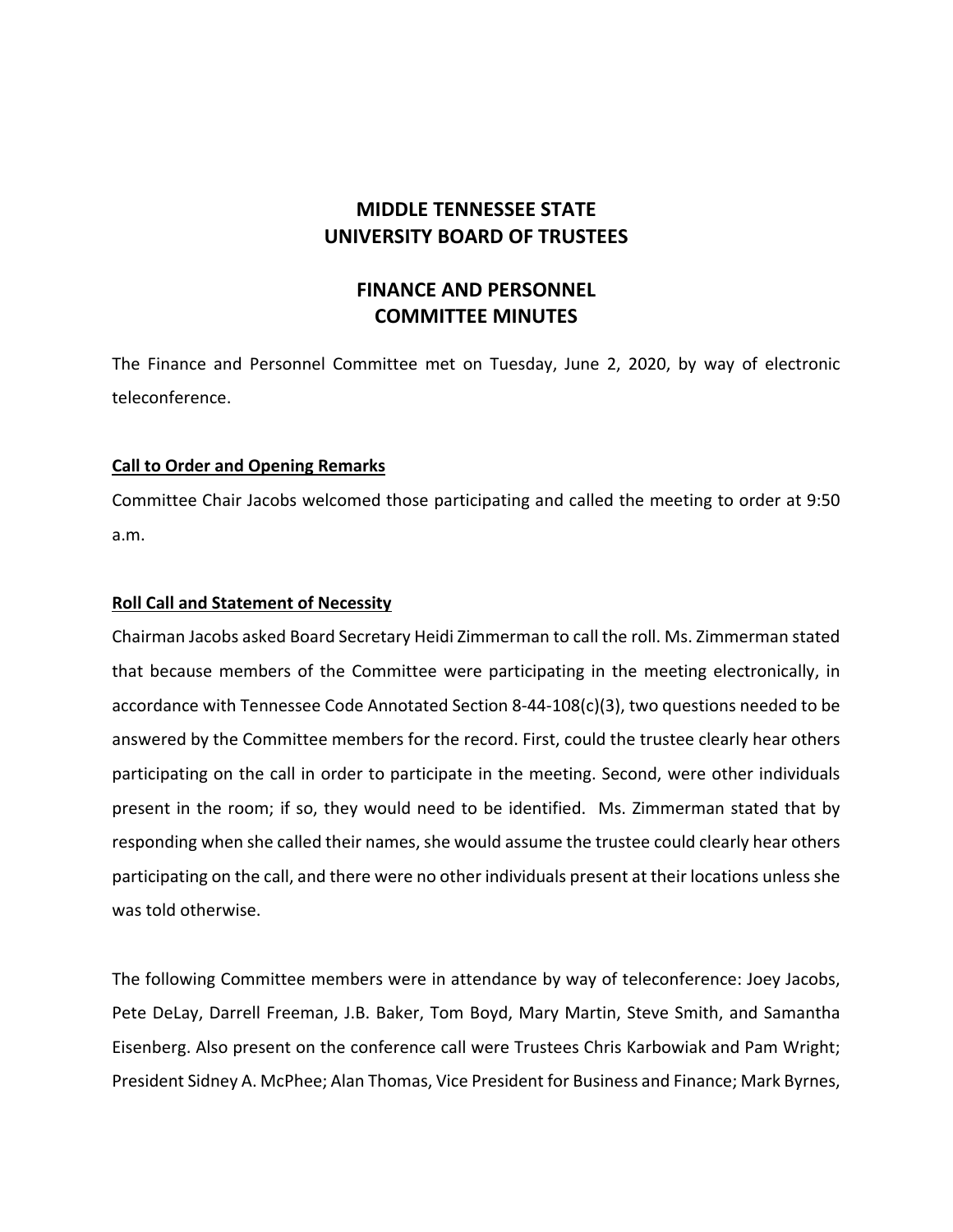# MIDDLE TENNESSEE STATE UNIVERSITY BOARD OF TRUSTEES

## FINANCE AND PERSONNEL COMMITTEE MINUTES

The Finance and Personnel Committee met on Tuesday, June 2, 2020, by way of electronic teleconference.

**Call to Order and Opening Remarks**

Committee Chair Jacobs welcomed those participating and called the meeting to order at 9:50 a.m.

**Roll Call and Statement of Necessity**

Chairman Jacobs asked Board Secretary Heidi Zimmerman to call the roll. Ms. Zimmerman stated that because members of the Committee were participating in the meeting electronically, in accordance with Tennessee Code Annotated Section 8-44-108(c)(3), two questions needed to be answered by the Committee members for the record. First, could the trustee clearly hear others participating on the call in order to participate in the meeting. Second, were other individuals present in the room; if so, they would need to be identified. Ms. Zimmerman stated that by responding when she called their names, she would assume the trustee could clearly hear others participating on the call, and there were no other individuals present at their locations unless she was told otherwise.

The following Committee members were in attendance by way of teleconference: Joey Jacobs, Pete DeLay, Darrell Freeman, J.B. Baker, Tom Boyd, Mary Martin, Steve Smith, and Samantha Eisenberg. Also present on the conference call were Trustees Chris Karbowiak and Pam Wright; President Sidney A. McPhee; Alan Thomas, Vice President for Business and Finance; Mark Byrnes,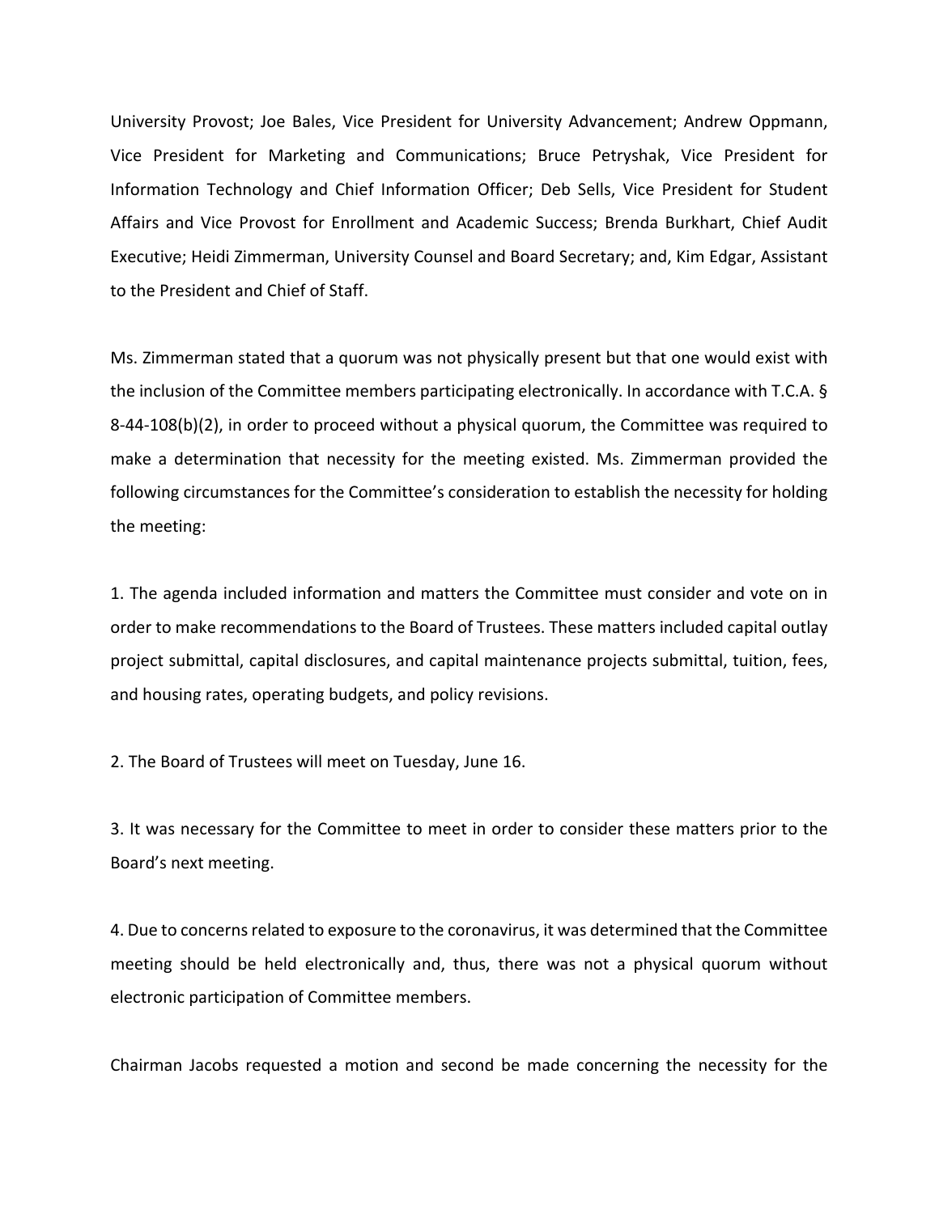University Provost; Joe Bales, Vice President for University Advancement; Andrew Oppmann, Vice President for Marketing and Communications; Bruce Petryshak, Vice President for Information Technology and Chief Information Officer; Deb Sells, Vice President for Student Affairs and Vice Provost for Enrollment and Academic Success; Brenda Burkhart, Chief Audit Executive; Heidi Zimmerman, University Counsel and Board Secretary; and, Kim Edgar, Assistant to the President and Chief of Staff.

Ms. Zimmerman stated that a quorum was not physically present but that one would exist with the inclusion of the Committee members participating electronically. In accordance with T.C.A. § 8-44-108(b)(2), in order to proceed without a physical quorum, the Committee was required to make a determination that necessity for the meeting existed. Ms. Zimmerman provided the following circumstances for the Committee's consideration to establish the necessity for holding the meeting:

1. The agenda included information and matters the Committee must consider and vote on in order to make recommendations to the Board of Trustees. These matters included capital outlay project submittal, capital disclosures, and capital maintenance projects submittal, tuition, fees, and housing rates, operating budgets, and policy revisions.

2. The Board of Trustees will meet on Tuesday, June 16.

3. It was necessary for the Committee to meet in order to consider these matters prior to the Board's next meeting.

4. Due to concerns related to exposure to the coronavirus, it was determined that the Committee meeting should be held electronically and, thus, there was not a physical quorum without electronic participation of Committee members.

Chairman Jacobs requested a motion and second be made concerning the necessity for the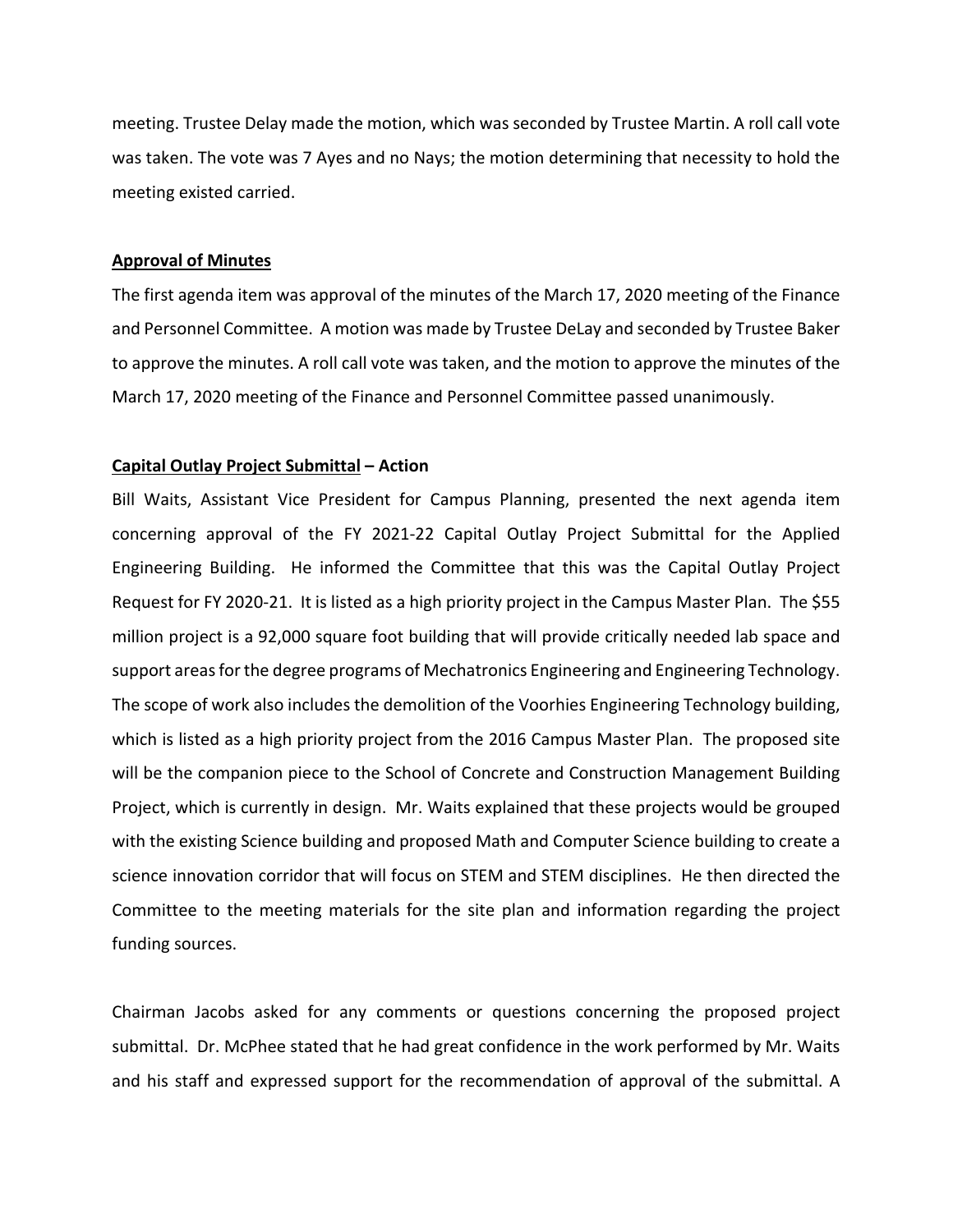meeting. Trustee Delay made the motion, which was seconded by Trustee Martin. A roll call vote was taken. The vote was 7 Ayes and no Nays; the motion determining that necessity to hold the meeting existed carried.

**Approval of Minutes**

The first agenda item was approval of the minutes of the March 17, 2020 meeting of the Finance and Personnel Committee. A motion was made by Trustee DeLay and seconded by Trustee Baker to approve the minutes. A roll call vote was taken, and the motion to approve the minutes of the March 17, 2020 meeting of the Finance and Personnel Committee passed unanimously.

**Capital Outlay Project Submittal – Action**

Bill Waits, Assistant Vice President for Campus Planning, presented the next agenda item concerning approval of the FY 2021-22 Capital Outlay Project Submittal for the Applied Engineering Building. He informed the Committee that this was the Capital Outlay Project Request for FY 2020-21. It is listed as a high priority project in the Campus Master Plan. The $55 million project is a 92,000 square foot building that will provide critically needed lab space and support areas for the degree programs of Mechatronics Engineering and Engineering Technology. The scope of work also includes the demolition of the Voorhies Engineering Technology building, which is listed as a high priority project from the 2016 Campus Master Plan. The proposed site will be the companion piece to the School of Concrete and Construction Management Building Project, which is currently in design. Mr. Waits explained that these projects would be grouped with the existing Science building and proposed Math and Computer Science building to create a science innovation corridor that will focus on STEM and STEM disciplines. He then directed the Committee to the meeting materials for the site plan and information regarding the project funding sources.

Chairman Jacobs asked for any comments or questions concerning the proposed project submittal. Dr. McPhee stated that he had great confidence in the work performed by Mr. Waits and his staff and expressed support for the recommendation of approval of the submittal. A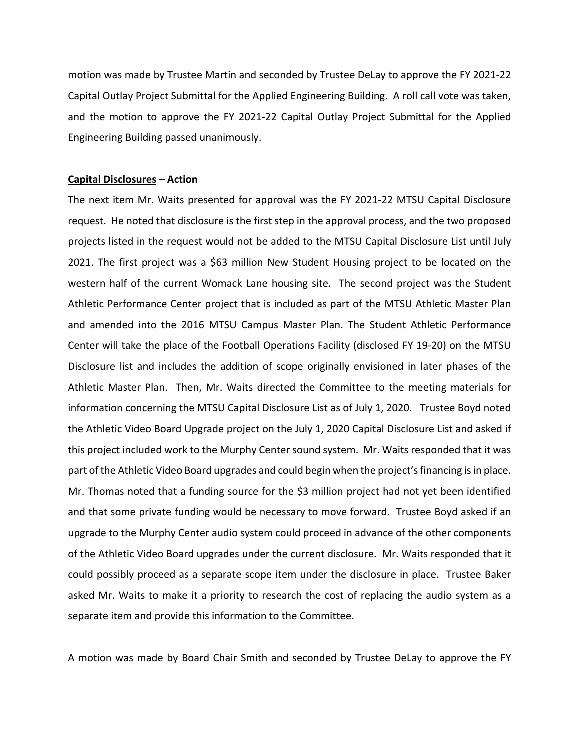motion was made by Trustee Martin and seconded by Trustee DeLay to approve the FY 2021-22 Capital Outlay Project Submittal for the Applied Engineering Building. A roll call vote was taken, and the motion to approve the FY 2021-22 Capital Outlay Project Submittal for the Applied Engineering Building passed unanimously.

**<u>Capital Disclosures</u> – Action**

The next item Mr. Waits presented for approval was the FY 2021-22 MTSU Capital Disclosure request. He noted that disclosure is the first step in the approval process, and the two proposed projects listed in the request would not be added to the MTSU Capital Disclosure List until July 2021. The first project was a $63 million New Student Housing project to be located on the western half of the current Womack Lane housing site. The second project was the Student Athletic Performance Center project that is included as part of the MTSU Athletic Master Plan and amended into the 2016 MTSU Campus Master Plan. The Student Athletic Performance Center will take the place of the Football Operations Facility (disclosed FY 19-20) on the MTSU Disclosure list and includes the addition of scope originally envisioned in later phases of the Athletic Master Plan. Then, Mr. Waits directed the Committee to the meeting materials for information concerning the MTSU Capital Disclosure List as of July 1, 2020. Trustee Boyd noted the Athletic Video Board Upgrade project on the July 1, 2020 Capital Disclosure List and asked if this project included work to the Murphy Center sound system. Mr. Waits responded that it was part of the Athletic Video Board upgrades and could begin when the project's financing is in place. Mr. Thomas noted that a funding source for the $3 million project had not yet been identified and that some private funding would be necessary to move forward. Trustee Boyd asked if an upgrade to the Murphy Center audio system could proceed in advance of the other components of the Athletic Video Board upgrades under the current disclosure. Mr. Waits responded that it could possibly proceed as a separate scope item under the disclosure in place. Trustee Baker asked Mr. Waits to make it a priority to research the cost of replacing the audio system as a separate item and provide this information to the Committee.

A motion was made by Board Chair Smith and seconded by Trustee DeLay to approve the FY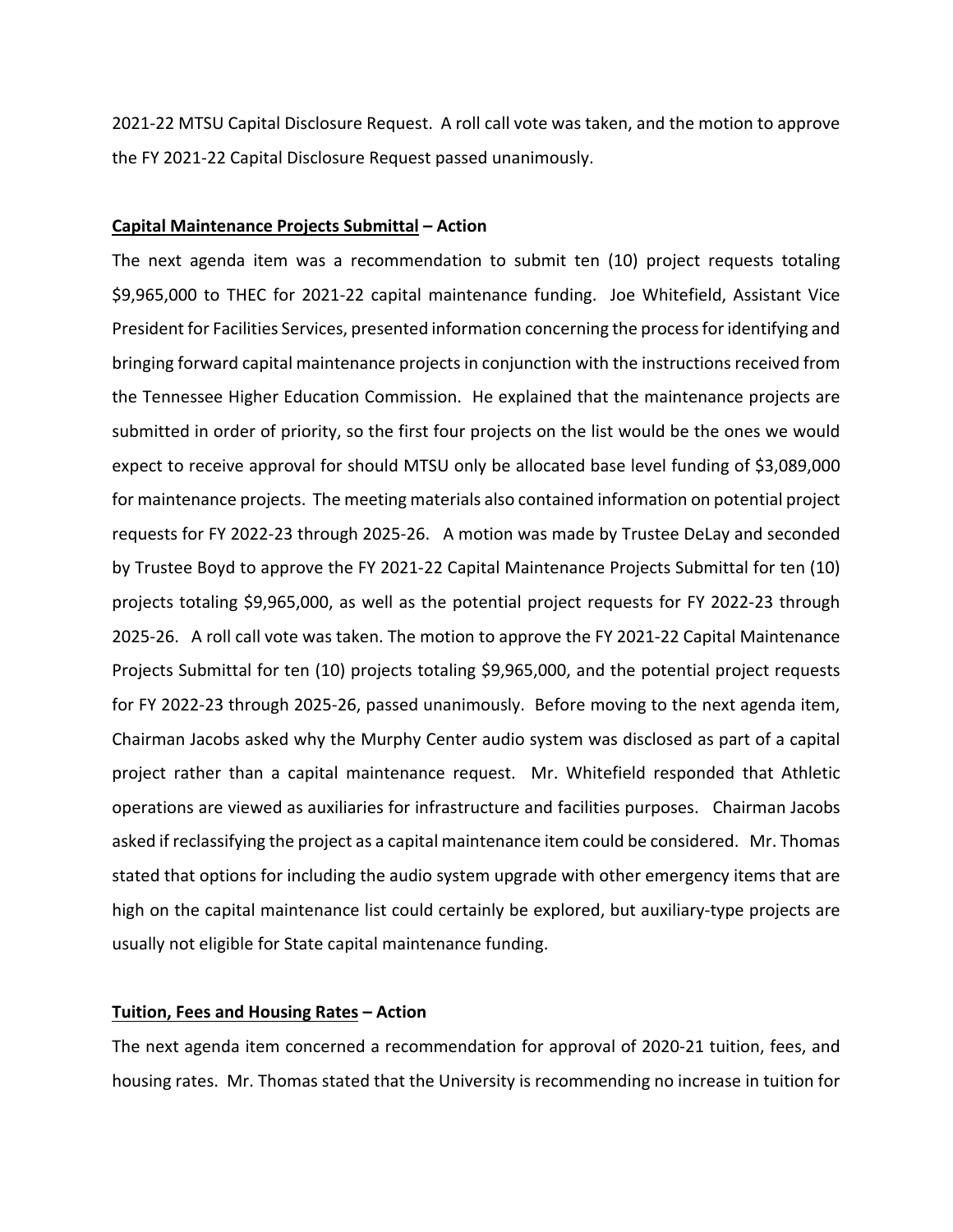2021-22 MTSU Capital Disclosure Request. A roll call vote was taken, and the motion to approve the FY 2021-22 Capital Disclosure Request passed unanimously.

**Capital Maintenance Projects Submittal – Action**

The next agenda item was a recommendation to submit ten (10) project requests totaling $9,965,000 to THEC for 2021-22 capital maintenance funding. Joe Whitefield, Assistant Vice President for Facilities Services, presented information concerning the process for identifying and bringing forward capital maintenance projects in conjunction with the instructions received from the Tennessee Higher Education Commission. He explained that the maintenance projects are submitted in order of priority, so the first four projects on the list would be the ones we would expect to receive approval for should MTSU only be allocated base level funding of $3,089,000 for maintenance projects. The meeting materials also contained information on potential project requests for FY 2022-23 through 2025-26. A motion was made by Trustee DeLay and seconded by Trustee Boyd to approve the FY 2021-22 Capital Maintenance Projects Submittal for ten (10) projects totaling $9,965,000, as well as the potential project requests for FY 2022-23 through 2025-26. A roll call vote was taken. The motion to approve the FY 2021-22 Capital Maintenance Projects Submittal for ten (10) projects totaling $9,965,000, and the potential project requests for FY 2022-23 through 2025-26, passed unanimously. Before moving to the next agenda item, Chairman Jacobs asked why the Murphy Center audio system was disclosed as part of a capital project rather than a capital maintenance request. Mr. Whitefield responded that Athletic operations are viewed as auxiliaries for infrastructure and facilities purposes. Chairman Jacobs asked if reclassifying the project as a capital maintenance item could be considered. Mr. Thomas stated that options for including the audio system upgrade with other emergency items that are high on the capital maintenance list could certainly be explored, but auxiliary-type projects are usually not eligible for State capital maintenance funding.

**Tuition, Fees and Housing Rates – Action**

The next agenda item concerned a recommendation for approval of 2020-21 tuition, fees, and housing rates. Mr. Thomas stated that the University is recommending no increase in tuition for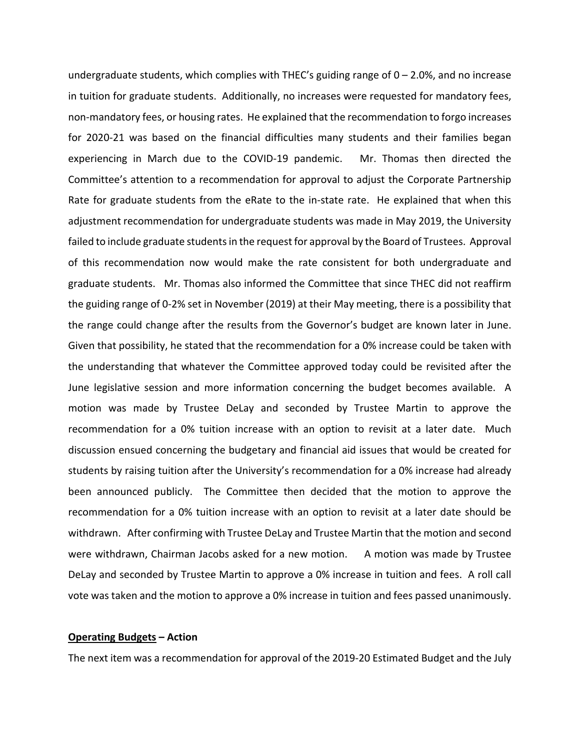undergraduate students, which complies with THEC's guiding range of 0 – 2.0%, and no increase in tuition for graduate students. Additionally, no increases were requested for mandatory fees, non-mandatory fees, or housing rates. He explained that the recommendation to forgo increases for 2020-21 was based on the financial difficulties many students and their families began experiencing in March due to the COVID-19 pandemic. Mr. Thomas then directed the Committee's attention to a recommendation for approval to adjust the Corporate Partnership Rate for graduate students from the eRate to the in-state rate. He explained that when this adjustment recommendation for undergraduate students was made in May 2019, the University failed to include graduate students in the request for approval by the Board of Trustees. Approval of this recommendation now would make the rate consistent for both undergraduate and graduate students. Mr. Thomas also informed the Committee that since THEC did not reaffirm the guiding range of 0-2% set in November (2019) at their May meeting, there is a possibility that the range could change after the results from the Governor's budget are known later in June. Given that possibility, he stated that the recommendation for a 0% increase could be taken with the understanding that whatever the Committee approved today could be revisited after the June legislative session and more information concerning the budget becomes available. A motion was made by Trustee DeLay and seconded by Trustee Martin to approve the recommendation for a 0% tuition increase with an option to revisit at a later date. Much discussion ensued concerning the budgetary and financial aid issues that would be created for students by raising tuition after the University's recommendation for a 0% increase had already been announced publicly. The Committee then decided that the motion to approve the recommendation for a 0% tuition increase with an option to revisit at a later date should be withdrawn. After confirming with Trustee DeLay and Trustee Martin that the motion and second were withdrawn, Chairman Jacobs asked for a new motion. A motion was made by Trustee DeLay and seconded by Trustee Martin to approve a 0% increase in tuition and fees. A roll call vote was taken and the motion to approve a 0% increase in tuition and fees passed unanimously.

**Operating Budgets – Action**

The next item was a recommendation for approval of the 2019-20 Estimated Budget and the July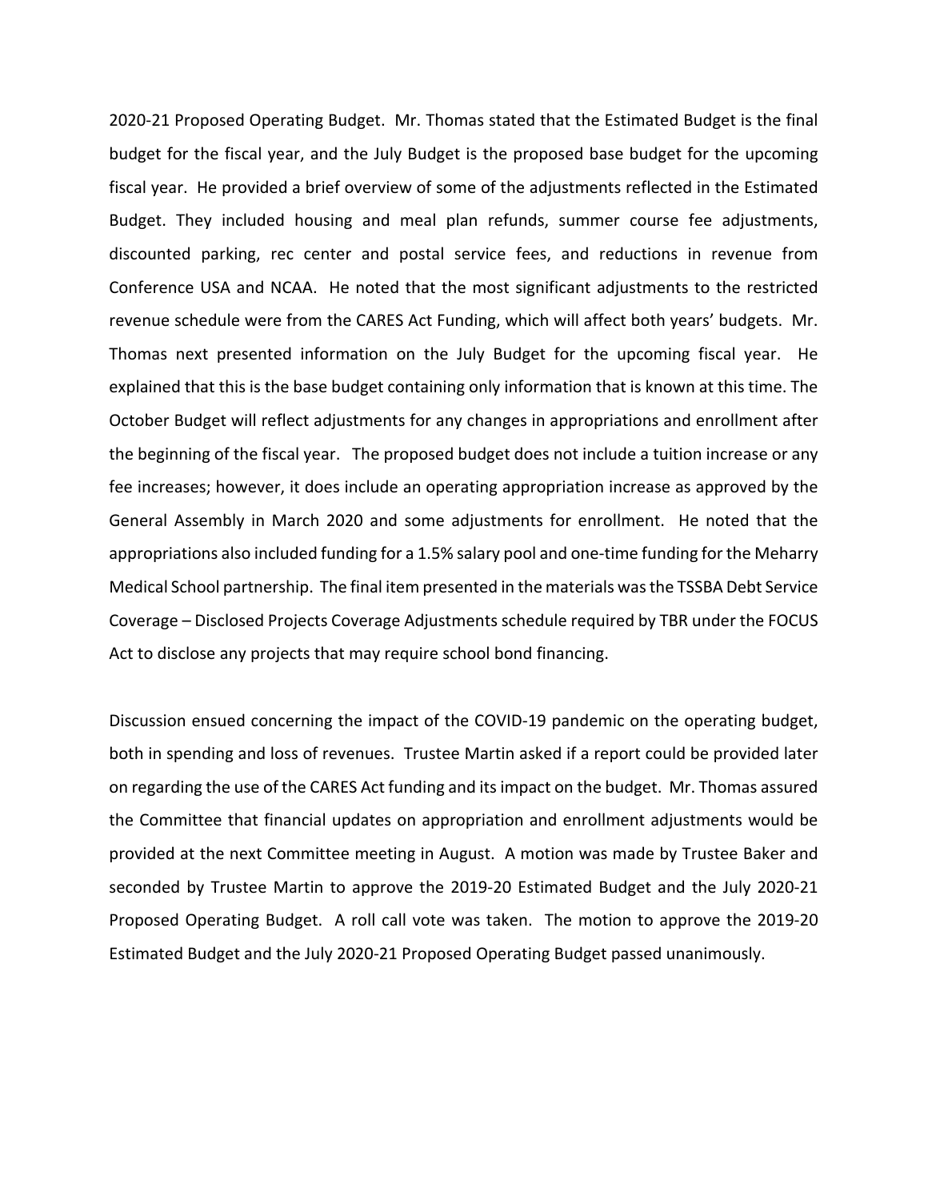2020-21 Proposed Operating Budget. Mr. Thomas stated that the Estimated Budget is the final budget for the fiscal year, and the July Budget is the proposed base budget for the upcoming fiscal year. He provided a brief overview of some of the adjustments reflected in the Estimated Budget. They included housing and meal plan refunds, summer course fee adjustments, discounted parking, rec center and postal service fees, and reductions in revenue from Conference USA and NCAA. He noted that the most significant adjustments to the restricted revenue schedule were from the CARES Act Funding, which will affect both years' budgets. Mr. Thomas next presented information on the July Budget for the upcoming fiscal year. He explained that this is the base budget containing only information that is known at this time. The October Budget will reflect adjustments for any changes in appropriations and enrollment after the beginning of the fiscal year. The proposed budget does not include a tuition increase or any fee increases; however, it does include an operating appropriation increase as approved by the General Assembly in March 2020 and some adjustments for enrollment. He noted that the appropriations also included funding for a 1.5% salary pool and one-time funding for the Meharry Medical School partnership. The final item presented in the materials was the TSSBA Debt Service Coverage – Disclosed Projects Coverage Adjustments schedule required by TBR under the FOCUS Act to disclose any projects that may require school bond financing.

Discussion ensued concerning the impact of the COVID-19 pandemic on the operating budget, both in spending and loss of revenues. Trustee Martin asked if a report could be provided later on regarding the use of the CARES Act funding and its impact on the budget. Mr. Thomas assured the Committee that financial updates on appropriation and enrollment adjustments would be provided at the next Committee meeting in August. A motion was made by Trustee Baker and seconded by Trustee Martin to approve the 2019-20 Estimated Budget and the July 2020-21 Proposed Operating Budget. A roll call vote was taken. The motion to approve the 2019-20 Estimated Budget and the July 2020-21 Proposed Operating Budget passed unanimously.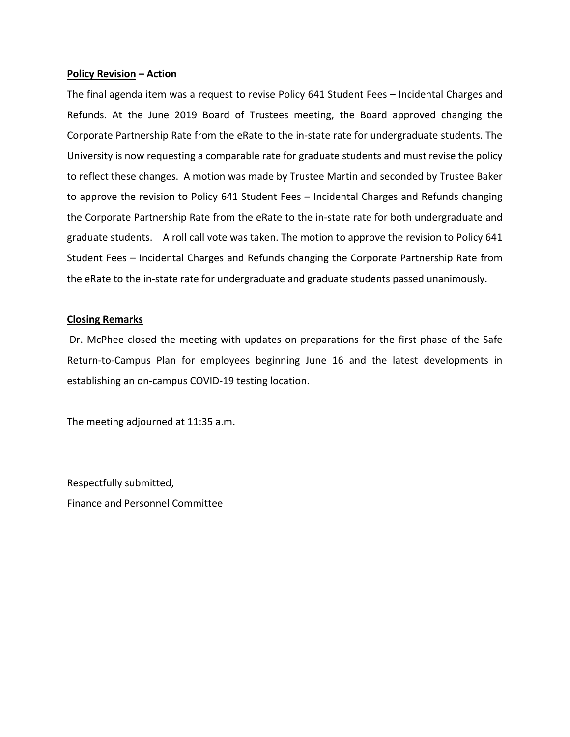**<u>Policy Revision</u> – Action**

The final agenda item was a request to revise Policy 641 Student Fees – Incidental Charges and Refunds. At the June 2019 Board of Trustees meeting, the Board approved changing the Corporate Partnership Rate from the eRate to the in-state rate for undergraduate students. The University is now requesting a comparable rate for graduate students and must revise the policy to reflect these changes. A motion was made by Trustee Martin and seconded by Trustee Baker to approve the revision to Policy 641 Student Fees – Incidental Charges and Refunds changing the Corporate Partnership Rate from the eRate to the in-state rate for both undergraduate and graduate students. A roll call vote was taken. The motion to approve the revision to Policy 641 Student Fees – Incidental Charges and Refunds changing the Corporate Partnership Rate from the eRate to the in-state rate for undergraduate and graduate students passed unanimously.

**<u>Closing Remarks</u>**

Dr. McPhee closed the meeting with updates on preparations for the first phase of the Safe Return-to-Campus Plan for employees beginning June 16 and the latest developments in establishing an on-campus COVID-19 testing location.

The meeting adjourned at 11:35 a.m.

Respectfully submitted,
Finance and Personnel Committee